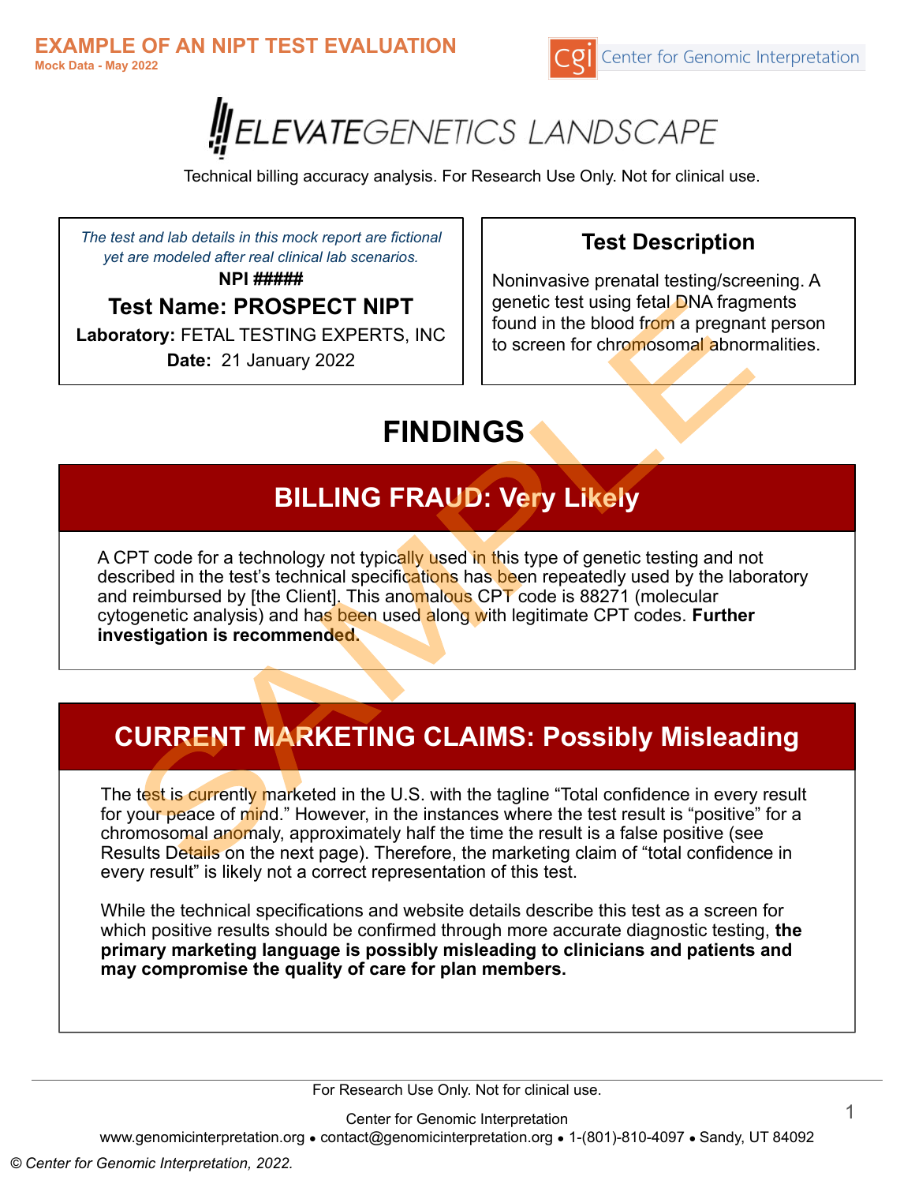**EXAMPLE OF AN NIPT TEST EVALUATION**

**Mock Data - May 2022**

Center for Genomic Interpretation

# ELEVATEGENETICS LANDSCAPE

Technical billing accuracy analysis. For Research Use Only. Not for clinical use.

*The test and lab details in this mock report are fictional yet are modeled after real clinical lab scenarios.*

**NPI #####**

**Test Name: PROSPECT NIPT**

**Laboratory:** FETAL TESTING EXPERTS, INC

**Date:** 21 January 2022

### Test Description

Noninvasive prenatal testing/screening. A genetic test using fetal DNA fragments found in the blood from a pregnant person to screen for chromosomal abnormalities.

# FINDINGS

## BILLING FRAUD: Very Likely

A CPT code for a technology not typically used in this type of genetic testing and not described in the test's technical specifications has been repeatedly used by the laboratory and reimbursed by [the Client]. This anomalous CPT code is 88271 (molecular cytogenetic analysis) and has been used along with legitimate CPT codes. **Further investigation is recommended.**

## CURRENT MARKETING CLAIMS: Possibly Misleading

The test is currently marketed in the U.S. with the tagline "Total confidence in every result for your peace of mind." However, in the instances where the test result is "positive" for a chromosomal anomaly, approximately half the time the result is a false positive (see Results Details on the next page). Therefore, the marketing claim of "total confidence in every result" is likely not a correct representation of this test.

While the technical specifications and website details describe this test as a screen for which positive results should be confirmed through more accurate diagnostic testing, **the primary marketing language is possibly misleading to clinicians and patients and may compromise the quality of care for plan members.**

For Research Use Only. Not for clinical use.

Center for Genomic Interpretation

www.genomicinterpretation.org • contact@genomicinterpretation.org • 1-(801)-810-4097 • Sandy, UT 84092

*© Center for Genomic Interpretation, 2022.*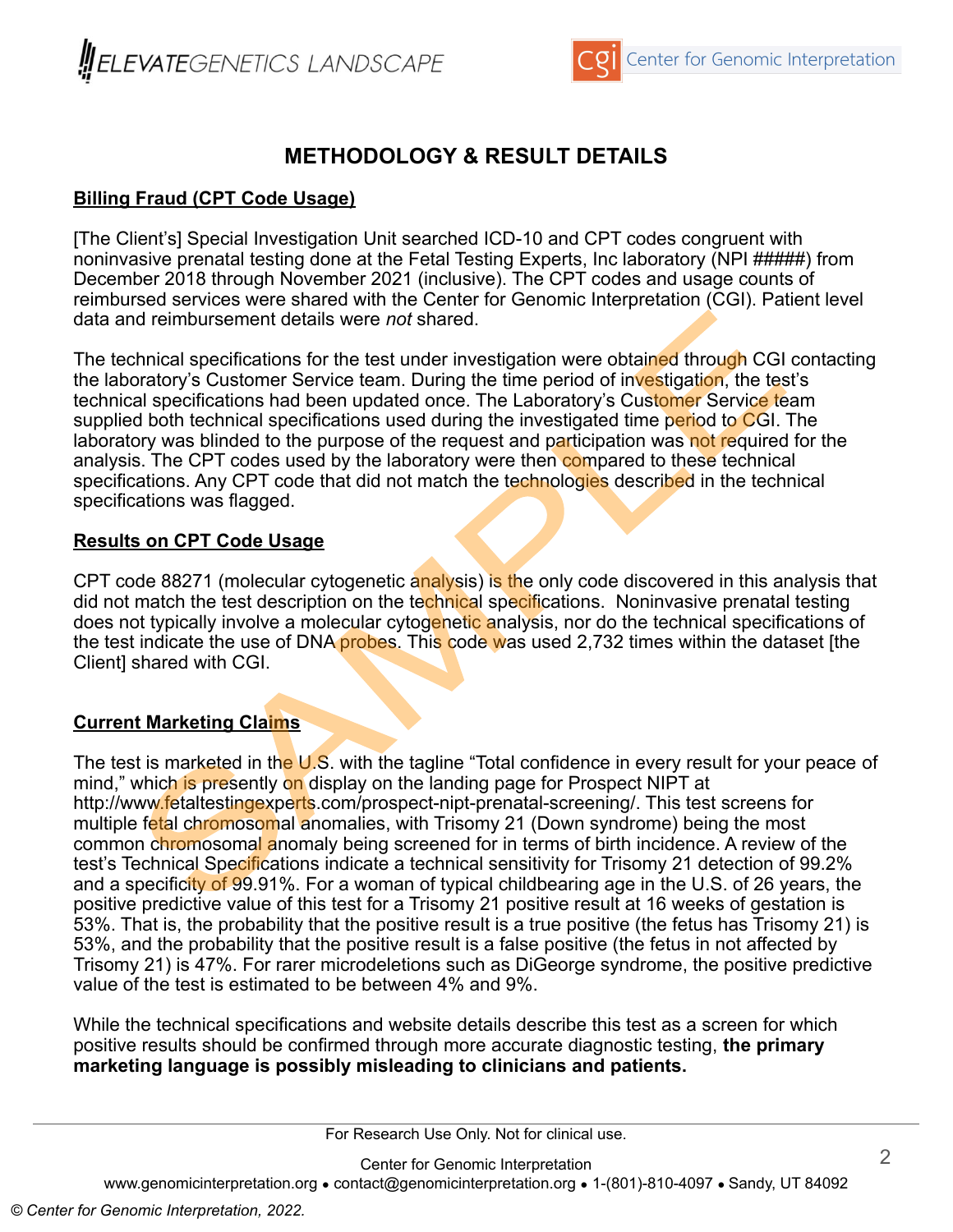# METHODOLOGY & RESULT DETAILS

## Billing Fraud (CPT Code Usage)

[The Client's] Special Investigation Unit searched ICD-10 and CPT codes congruent with noninvasive prenatal testing done at the Fetal Testing Experts, Inc laboratory (NPI #####) from December 2018 through November 2021 (inclusive). The CPT codes and usage counts of reimbursed services were shared with the Center for Genomic Interpretation (CGI). Patient level data and reimbursement details were *not* shared.

The technical specifications for the test under investigation were obtained through CGI contacting the laboratory's Customer Service team. During the time period of investigation, the test's technical specifications had been updated once. The Laboratory's Customer Service team supplied both technical specifications used during the investigated time period to CGI. The laboratory was blinded to the purpose of the request and participation was not required for the analysis. The CPT codes used by the laboratory were then compared to these technical specifications. Any CPT code that did not match the technologies described in the technical specifications was flagged.

## Results on CPT Code Usage

CPT code 88271 (molecular cytogenetic analysis) is the only code discovered in this analysis that did not match the test description on the technical specifications. Noninvasive prenatal testing does not typically involve a molecular cytogenetic analysis, nor do the technical specifications of the test indicate the use of DNA probes. This code was used 2,732 times within the dataset [the Client] shared with CGI.

## Current Marketing Claims

The test is marketed in the U.S. with the tagline "Total confidence in every result for your peace of mind," which is presently on display on the landing page for Prospect NIPT at http://www.fetaltestingexperts.com/prospect-nipt-prenatal-screening/. This test screens for multiple fetal chromosomal anomalies, with Trisomy 21 (Down syndrome) being the most common chromosomal anomaly being screened for in terms of birth incidence. A review of the test's Technical Specifications indicate a technical sensitivity for Trisomy 21 detection of 99.2% and a specificity of 99.91%. For a woman of typical childbearing age in the U.S. of 26 years, the positive predictive value of this test for a Trisomy 21 positive result at 16 weeks of gestation is 53%. That is, the probability that the positive result is a true positive (the fetus has Trisomy 21) is 53%, and the probability that the positive result is a false positive (the fetus in not affected by Trisomy 21) is 47%. For rarer microdeletions such as DiGeorge syndrome, the positive predictive value of the test is estimated to be between 4% and 9%.

While the technical specifications and website details describe this test as a screen for which positive results should be confirmed through more accurate diagnostic testing, **the primary marketing language is possibly misleading to clinicians and patients.**